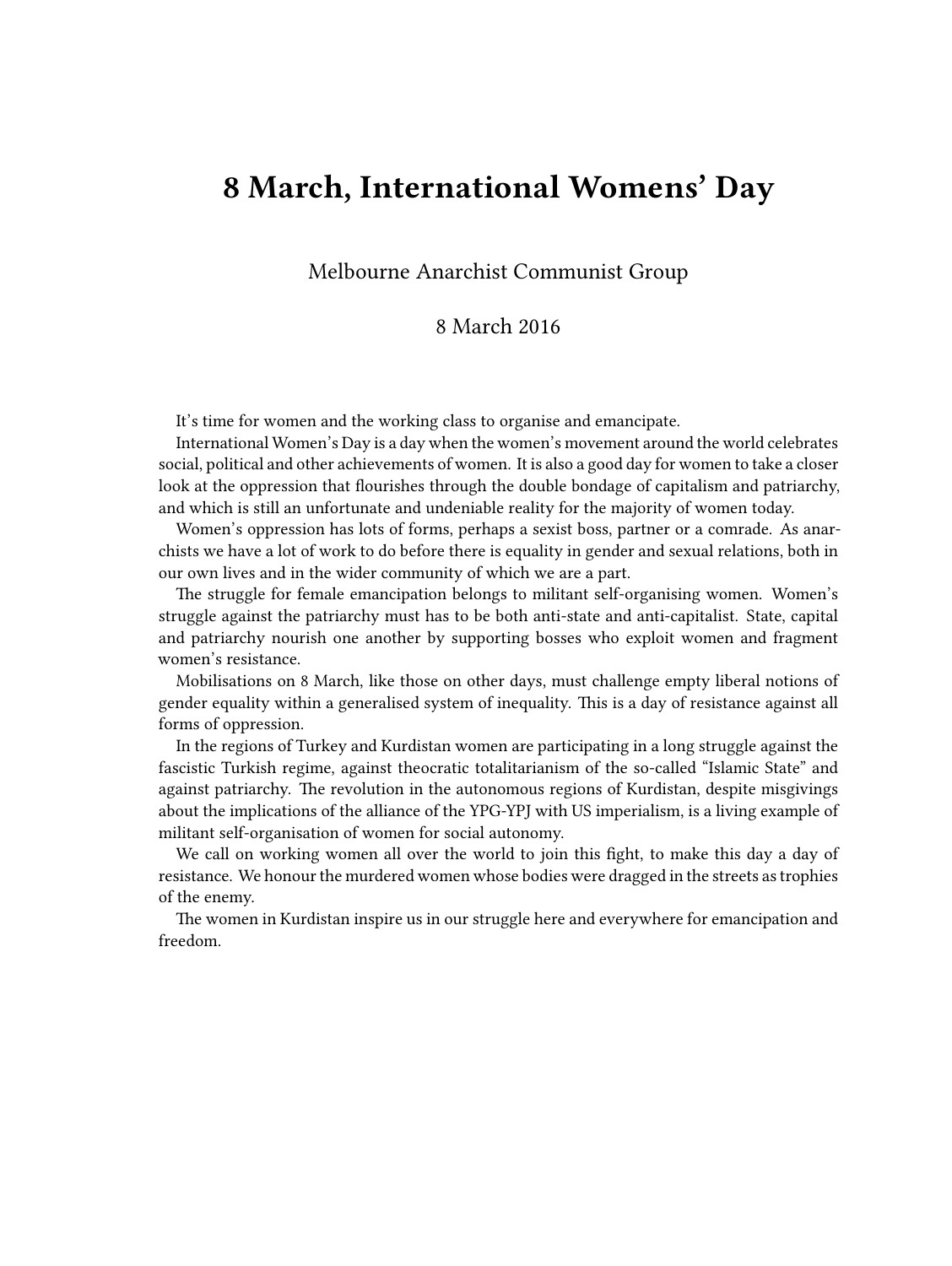# 8 March, International Womens' Day

Melbourne Anarchist Communist Group

8 March 2016

It's time for women and the working class to organise and emancipate.

International Women's Day is a day when the women's movement around the world celebrates social, political and other achievements of women. It is also a good day for women to take a closer look at the oppression that flourishes through the double bondage of capitalism and patriarchy, and which is still an unfortunate and undeniable reality for the majority of women today.

Women's oppression has lots of forms, perhaps a sexist boss, partner or a comrade. As anarchists we have a lot of work to do before there is equality in gender and sexual relations, both in our own lives and in the wider community of which we are a part.

The struggle for female emancipation belongs to militant self-organising women. Women's struggle against the patriarchy must has to be both anti-state and anti-capitalist. State, capital and patriarchy nourish one another by supporting bosses who exploit women and fragment women's resistance.

Mobilisations on 8 March, like those on other days, must challenge empty liberal notions of gender equality within a generalised system of inequality. This is a day of resistance against all forms of oppression.

In the regions of Turkey and Kurdistan women are participating in a long struggle against the fascistic Turkish regime, against theocratic totalitarianism of the so-called "Islamic State" and against patriarchy. The revolution in the autonomous regions of Kurdistan, despite misgivings about the implications of the alliance of the YPG-YPJ with US imperialism, is a living example of militant self-organisation of women for social autonomy.

We call on working women all over the world to join this fight, to make this day a day of resistance. We honour the murdered women whose bodies were dragged in the streets as trophies of the enemy.

The women in Kurdistan inspire us in our struggle here and everywhere for emancipation and freedom.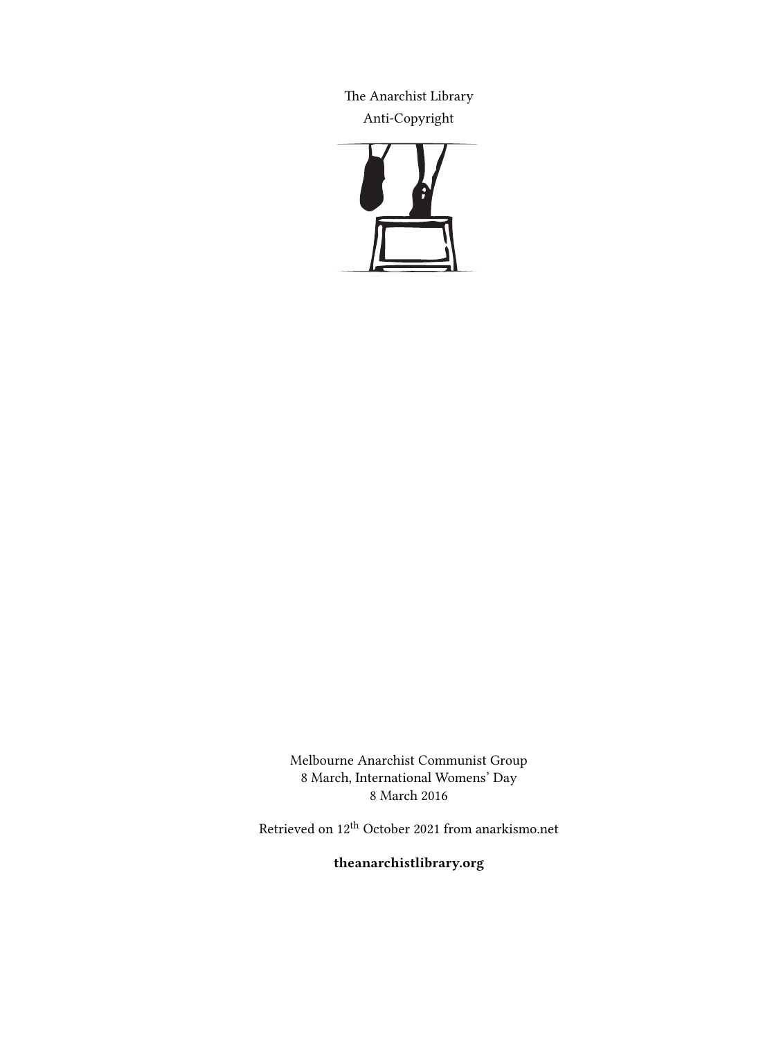The Anarchist Library
Anti-Copyright

Melbourne Anarchist Communist Group
8 March, International Womens' Day
8 March 2016

Retrieved on 12th October 2021 from anarkismo.net

**theanarchistlibrary.org**